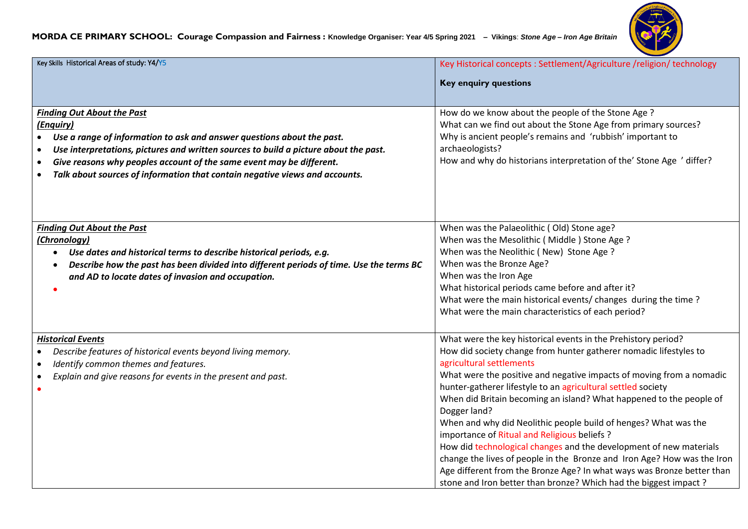**MORDA CE PRIMARY SCHOOL: Courage Compassion and Fairness : Knowledge Organiser: Year 4/5 Spring 2021 – Vikings: *Stone Age – Iron Age Britain***

| Key Skills Historical Areas of study: Y4/Y5 | Key Historical concepts : Settlement/Agriculture /religion/ technology<br><br>**Key enquiry questions** |
|---|---|
| ***Finding Out About the Past*** <br> ***(Enquiry)*** <br> • ***Use a range of information to ask and answer questions about the past.*** <br> • ***Use interpretations, pictures and written sources to build a picture about the past.*** <br> • ***Give reasons why peoples account of the same event may be different.*** <br> • ***Talk about sources of information that contain negative views and accounts.*** | How do we know about the people of the Stone Age ?<br>What can we find out about the Stone Age from primary sources?<br>Why is ancient people's remains and 'rubbish' important to archaeologists?<br>How and why do historians interpretation of the' Stone Age ' differ? |
| ***Finding Out About the Past*** <br> ***(Chronology)*** <br> • ***Use dates and historical terms to describe historical periods, e.g.*** <br> • ***Describe how the past has been divided into different periods of time. Use the terms BC and AD to locate dates of invasion and occupation.*** <br> • | When was the Palaeolithic ( Old) Stone age?<br>When was the Mesolithic ( Middle ) Stone Age ?<br>When was the Neolithic ( New) Stone Age ?<br>When was the Bronze Age?<br>When was the Iron Age<br>What historical periods came before and after it?<br>What were the main historical events/ changes during the time ?<br>What were the main characteristics of each period? |
| ***Historical Events*** <br> • *Describe features of historical events beyond living memory.* <br> • *Identify common themes and features.* <br> • *Explain and give reasons for events in the present and past.* <br> • | What were the key historical events in the Prehistory period?<br>How did society change from hunter gatherer nomadic lifestyles to agricultural settlements<br>What were the positive and negative impacts of moving from a nomadic hunter-gatherer lifestyle to an agricultural settled society<br>When did Britain becoming an island? What happened to the people of Dogger land?<br>When and why did Neolithic people build of henges? What was the importance of Ritual and Religious beliefs ?<br>How did technological changes and the development of new materials change the lives of people in the Bronze and Iron Age? How was the Iron Age different from the Bronze Age? In what ways was Bronze better than stone and Iron better than bronze? Which had the biggest impact ? |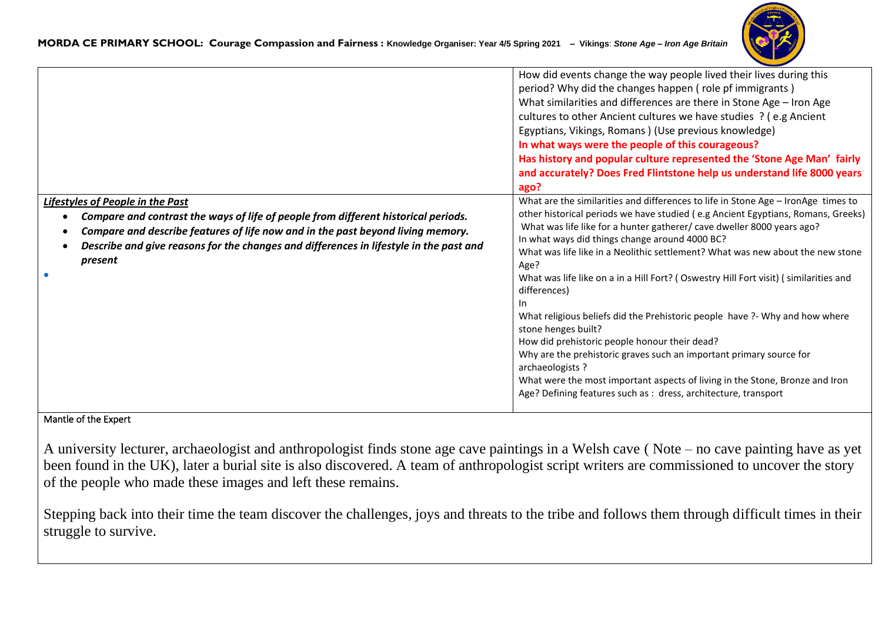**MORDA CE PRIMARY SCHOOL: Courage Compassion and Fairness : Knowledge Organiser: Year 4/5 Spring 2021 – Vikings**: ***Stone Age – Iron Age Britain***

| | |
|---|---|
| | How did events change the way people lived their lives during this period? Why did the changes happen ( role pf immigrants )<br>What similarities and differences are there in Stone Age – Iron Age cultures to other Ancient cultures we have studies ? ( e.g Ancient Egyptians, Vikings, Romans ) (Use previous knowledge)<br>**In what ways were the people of this courageous?**<br>**Has history and popular culture represented the 'Stone Age Man' fairly and accurately? Does Fred Flintstone help us understand life 8000 years ago?** |
| ***Lifestyles of People in the Past***<br>• ***Compare and contrast the ways of life of people from different historical periods.***<br>• ***Compare and describe features of life now and in the past beyond living memory.***<br>• ***Describe and give reasons for the changes and differences in lifestyle in the past and present***<br>• | What are the similarities and differences to life in Stone Age – IronAge times to other historical periods we have studied ( e.g Ancient Egyptians, Romans, Greeks)<br>What was life like for a hunter gatherer/ cave dweller 8000 years ago?<br>In what ways did things change around 4000 BC?<br>What was life like in a Neolithic settlement? What was new about the new stone Age?<br>What was life like on a in a Hill Fort? ( Oswestry Hill Fort visit) ( similarities and differences)<br>In<br>What religious beliefs did the Prehistoric people have ?- Why and how where stone henges built?<br>How did prehistoric people honour their dead?<br>Why are the prehistoric graves such an important primary source for archaeologists ?<br>What were the most important aspects of living in the Stone, Bronze and Iron Age? Defining features such as : dress, architecture, transport |

Mantle of the Expert

A university lecturer, archaeologist and anthropologist finds stone age cave paintings in a Welsh cave ( Note – no cave painting have as yet been found in the UK), later a burial site is also discovered. A team of anthropologist script writers are commissioned to uncover the story of the people who made these images and left these remains.

Stepping back into their time the team discover the challenges, joys and threats to the tribe and follows them through difficult times in their struggle to survive.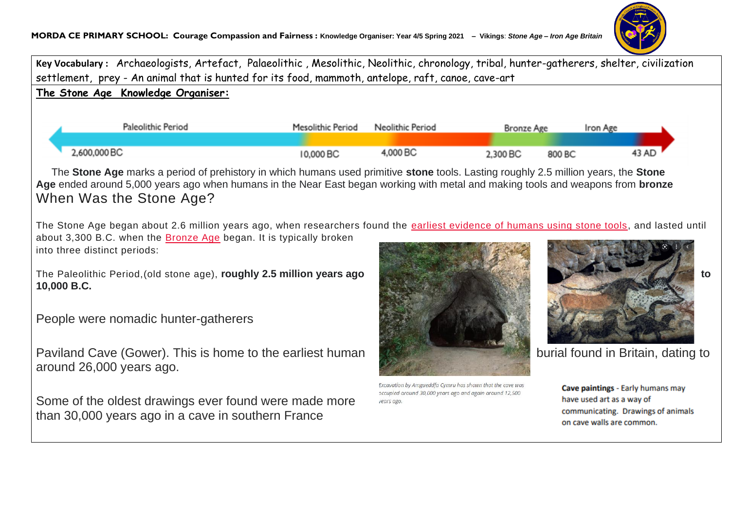**MORDA CE PRIMARY SCHOOL: Courage Compassion and Fairness : Knowledge Organiser: Year 4/5 Spring 2021 – Vikings**: ***Stone Age – Iron Age Britain***

**Key Vocabulary :** Archaeologists, Artefact, Palaeolithic , Mesolithic, Neolithic, chronology, tribal, hunter-gatherers, shelter, civilization settlement, prey - An animal that is hunted for its food, mammoth, antelope, raft, canoe, cave-art

## The Stone Age Knowledge Organiser:

| Paleolithic Period | Mesolithic Period | Neolithic Period | Bronze Age | Iron Age | |
|---|---|---|---|---|---|
| 2,600,000 BC | 10,000 BC | 4,000 BC | 2,300 BC | 800 BC | 43 AD |

The **Stone Age** marks a period of prehistory in which humans used primitive **stone** tools. Lasting roughly 2.5 million years, the **Stone Age** ended around 5,000 years ago when humans in the Near East began working with metal and making tools and weapons from **bronze**

## When Was the Stone Age?

The Stone Age began about 2.6 million years ago, when researchers found the earliest evidence of humans using stone tools, and lasted until about 3,300 B.C. when the Bronze Age began. It is typically broken into three distinct periods:

The Paleolithic Period,(old stone age), **roughly 2.5 million years ago to 10,000 B.C.**

People were nomadic hunter-gatherers

Paviland Cave (Gower). This is home to the earliest human burial found in Britain, dating to around 26,000 years ago.

*Excavation by Amgueddfa Cymru has shown that the cave was occupied around 30,000 years ago and again around 12,500 years ago.*

Some of the oldest drawings ever found were made more than 30,000 years ago in a cave in southern France

**Cave paintings** - Early humans may have used art as a way of communicating. Drawings of animals on cave walls are common.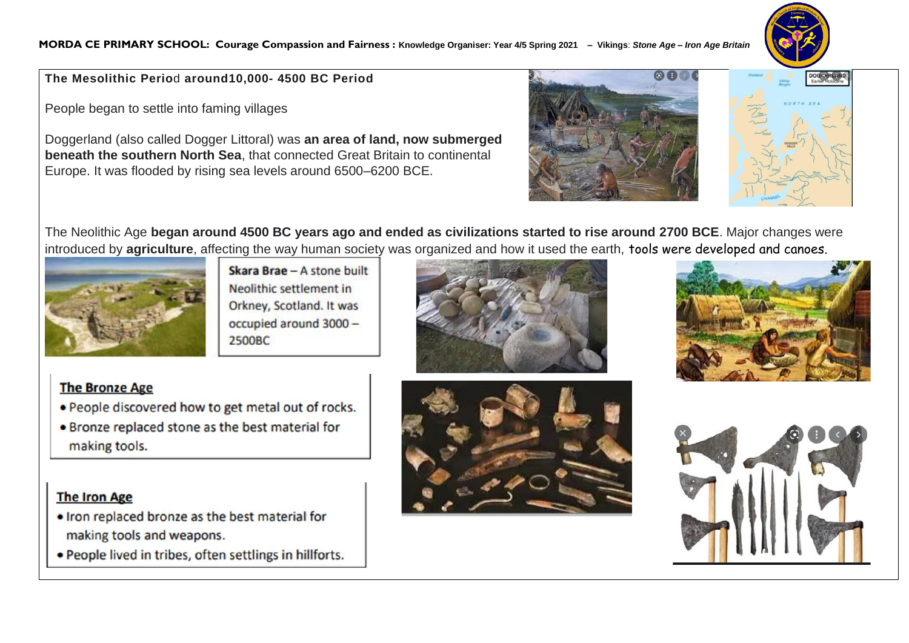MORDA CE PRIMARY SCHOOL: Courage Compassion and Fairness : Knowledge Organiser: Year 4/5 Spring 2021 – Vikings: *Stone Age – Iron Age Britain*

**The Mesolithic Period around10,000- 4500 BC Period**

People began to settle into faming villages

Doggerland (also called Dogger Littoral) was **an area of land, now submerged beneath the southern North Sea**, that connected Great Britain to continental Europe. It was flooded by rising sea levels around 6500–6200 BCE.

The Neolithic Age **began around 4500 BC years ago and ended as civilizations started to rise around 2700 BCE**. Major changes were introduced by **agriculture**, affecting the way human society was organized and how it used the earth, tools were developed and canoes.

**Skara Brae** – A stone built Neolithic settlement in Orkney, Scotland. It was occupied around 3000 – 2500BC

## The Bronze Age

- People discovered how to get metal out of rocks.
- Bronze replaced stone as the best material for making tools.

## The Iron Age

- Iron replaced bronze as the best material for making tools and weapons.
- People lived in tribes, often settlings in hillforts.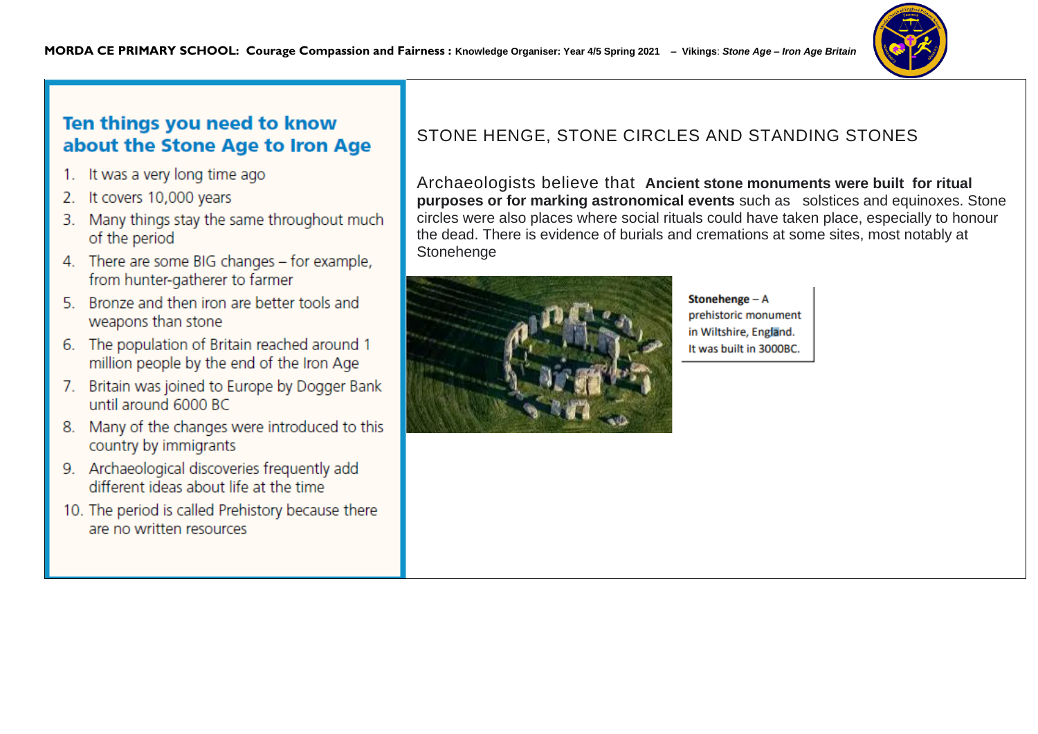MORDA CE PRIMARY SCHOOL: Courage Compassion and Fairness : Knowledge Organiser: Year 4/5 Spring 2021 – Vikings: *Stone Age – Iron Age Britain*

## Ten things you need to know about the Stone Age to Iron Age

1. It was a very long time ago
2. It covers 10,000 years
3. Many things stay the same throughout much of the period
4. There are some BIG changes – for example, from hunter-gatherer to farmer
5. Bronze and then iron are better tools and weapons than stone
6. The population of Britain reached around 1 million people by the end of the Iron Age
7. Britain was joined to Europe by Dogger Bank until around 6000 BC
8. Many of the changes were introduced to this country by immigrants
9. Archaeological discoveries frequently add different ideas about life at the time
10. The period is called Prehistory because there are no written resources

## STONE HENGE, STONE CIRCLES AND STANDING STONES

Archaeologists believe that **Ancient stone monuments were built for ritual purposes or for marking astronomical events** such as solstices and equinoxes. Stone circles were also places where social rituals could have taken place, especially to honour the dead. There is evidence of burials and cremations at some sites, most notably at Stonehenge

**Stonehenge** – A prehistoric monument in Wiltshire, England. It was built in 3000BC.